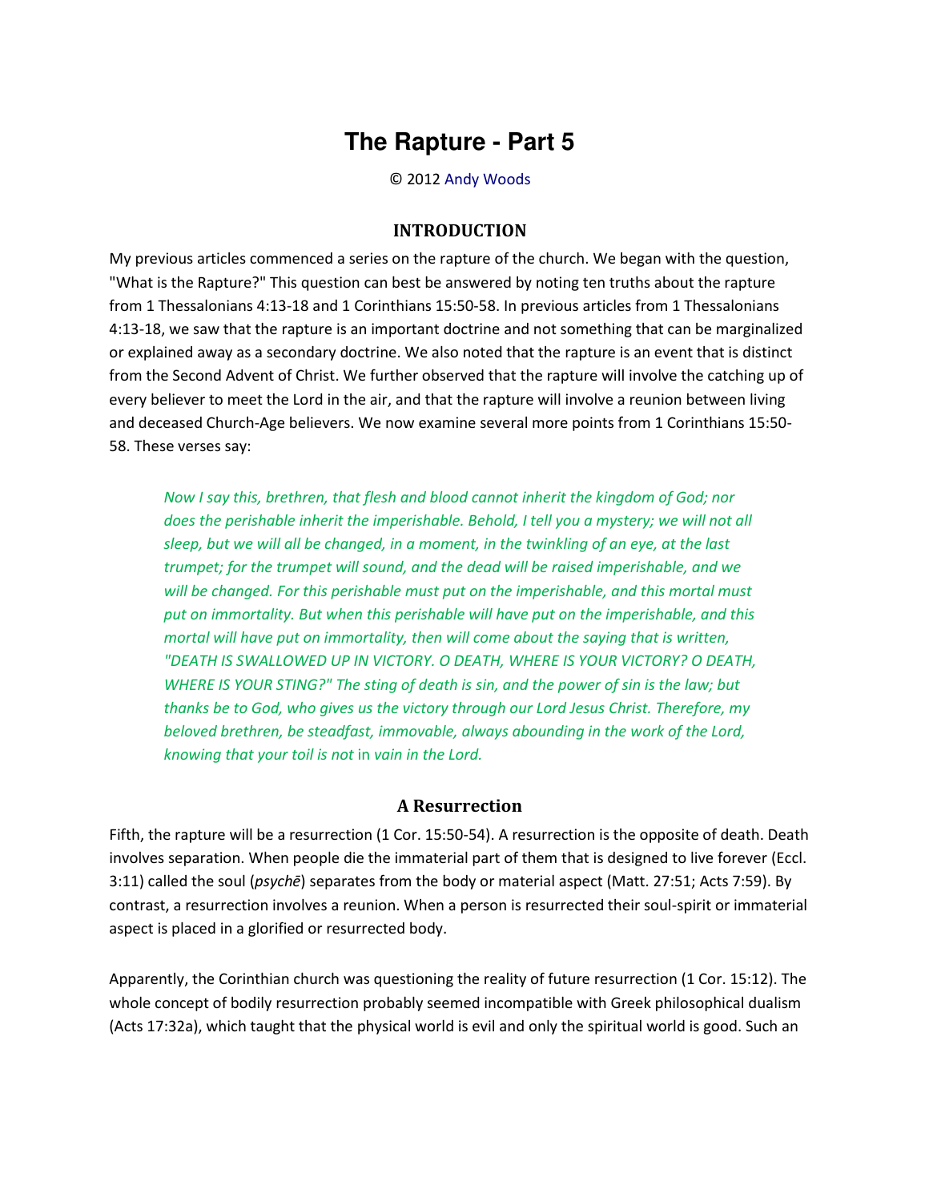# The Rapture - Part 5

© 2012 Andy Woods

## INTRODUCTION

My previous articles commenced a series on the rapture of the church. We began with the question, "What is the Rapture?" This question can best be answered by noting ten truths about the rapture from 1 Thessalonians 4:13-18 and 1 Corinthians 15:50-58. In previous articles from 1 Thessalonians 4:13-18, we saw that the rapture is an important doctrine and not something that can be marginalized or explained away as a secondary doctrine. We also noted that the rapture is an event that is distinct from the Second Advent of Christ. We further observed that the rapture will involve the catching up of every believer to meet the Lord in the air, and that the rapture will involve a reunion between living and deceased Church-Age believers. We now examine several more points from 1 Corinthians 15:50-58. These verses say:

> *Now I say this, brethren, that flesh and blood cannot inherit the kingdom of God; nor does the perishable inherit the imperishable. Behold, I tell you a mystery; we will not all sleep, but we will all be changed, in a moment, in the twinkling of an eye, at the last trumpet; for the trumpet will sound, and the dead will be raised imperishable, and we will be changed. For this perishable must put on the imperishable, and this mortal must put on immortality. But when this perishable will have put on the imperishable, and this mortal will have put on immortality, then will come about the saying that is written, "DEATH IS SWALLOWED UP IN VICTORY. O DEATH, WHERE IS YOUR VICTORY? O DEATH, WHERE IS YOUR STING?" The sting of death is sin, and the power of sin is the law; but thanks be to God, who gives us the victory through our Lord Jesus Christ. Therefore, my beloved brethren, be steadfast, immovable, always abounding in the work of the Lord, knowing that your toil is not* in *vain in the Lord.*

### A Resurrection

Fifth, the rapture will be a resurrection (1 Cor. 15:50-54). A resurrection is the opposite of death. Death involves separation. When people die the immaterial part of them that is designed to live forever (Eccl. 3:11) called the soul (*psychē*) separates from the body or material aspect (Matt. 27:51; Acts 7:59). By contrast, a resurrection involves a reunion. When a person is resurrected their soul-spirit or immaterial aspect is placed in a glorified or resurrected body.

Apparently, the Corinthian church was questioning the reality of future resurrection (1 Cor. 15:12). The whole concept of bodily resurrection probably seemed incompatible with Greek philosophical dualism (Acts 17:32a), which taught that the physical world is evil and only the spiritual world is good. Such an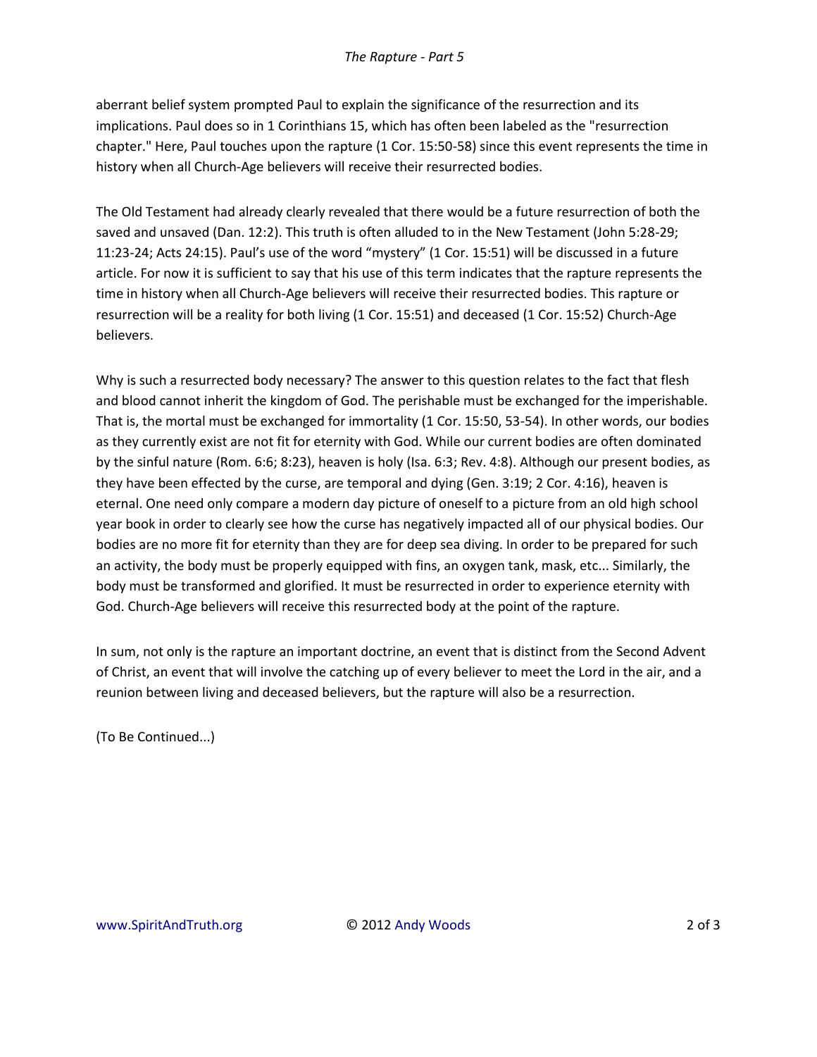aberrant belief system prompted Paul to explain the significance of the resurrection and its implications. Paul does so in 1 Corinthians 15, which has often been labeled as the "resurrection chapter." Here, Paul touches upon the rapture (1 Cor. 15:50-58) since this event represents the time in history when all Church-Age believers will receive their resurrected bodies.

The Old Testament had already clearly revealed that there would be a future resurrection of both the saved and unsaved (Dan. 12:2). This truth is often alluded to in the New Testament (John 5:28-29; 11:23-24; Acts 24:15). Paul's use of the word "mystery" (1 Cor. 15:51) will be discussed in a future article. For now it is sufficient to say that his use of this term indicates that the rapture represents the time in history when all Church-Age believers will receive their resurrected bodies. This rapture or resurrection will be a reality for both living (1 Cor. 15:51) and deceased (1 Cor. 15:52) Church-Age believers.

Why is such a resurrected body necessary? The answer to this question relates to the fact that flesh and blood cannot inherit the kingdom of God. The perishable must be exchanged for the imperishable. That is, the mortal must be exchanged for immortality (1 Cor. 15:50, 53-54). In other words, our bodies as they currently exist are not fit for eternity with God. While our current bodies are often dominated by the sinful nature (Rom. 6:6; 8:23), heaven is holy (Isa. 6:3; Rev. 4:8). Although our present bodies, as they have been effected by the curse, are temporal and dying (Gen. 3:19; 2 Cor. 4:16), heaven is eternal. One need only compare a modern day picture of oneself to a picture from an old high school year book in order to clearly see how the curse has negatively impacted all of our physical bodies. Our bodies are no more fit for eternity than they are for deep sea diving. In order to be prepared for such an activity, the body must be properly equipped with fins, an oxygen tank, mask, etc... Similarly, the body must be transformed and glorified. It must be resurrected in order to experience eternity with God. Church-Age believers will receive this resurrected body at the point of the rapture.

In sum, not only is the rapture an important doctrine, an event that is distinct from the Second Advent of Christ, an event that will involve the catching up of every believer to meet the Lord in the air, and a reunion between living and deceased believers, but the rapture will also be a resurrection.

(To Be Continued...)